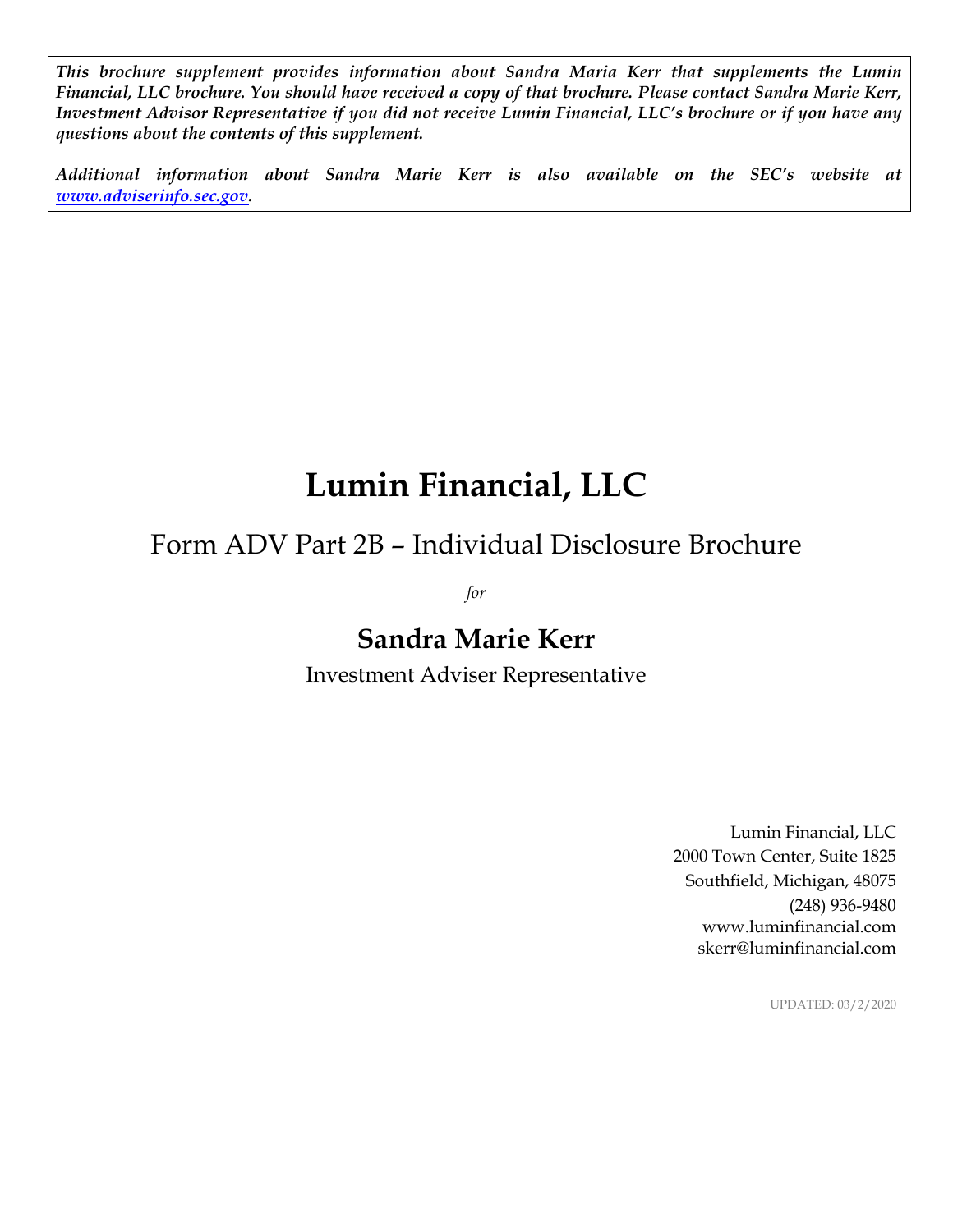*This brochure supplement provides information about Sandra Maria Kerr that supplements the Lumin Financial, LLC brochure. You should have received a copy of that brochure. Please contact Sandra Marie Kerr, Investment Advisor Representative if you did not receive Lumin Financial, LLC's brochure or if you have any questions about the contents of this supplement.*

*Additional information about Sandra Marie Kerr is also available on the SEC's website at [www.adviserinfo.sec.gov](http://www.adviserinfo.sec.gov).*

# Lumin Financial, LLC

## Form ADV Part 2B – Individual Disclosure Brochure

*for*

## Sandra Marie Kerr

Investment Adviser Representative

Lumin Financial, LLC
2000 Town Center, Suite 1825
Southfield, Michigan, 48075
(248) 936-9480
www.luminfinancial.com
skerr@luminfinancial.com

UPDATED: 03/2/2020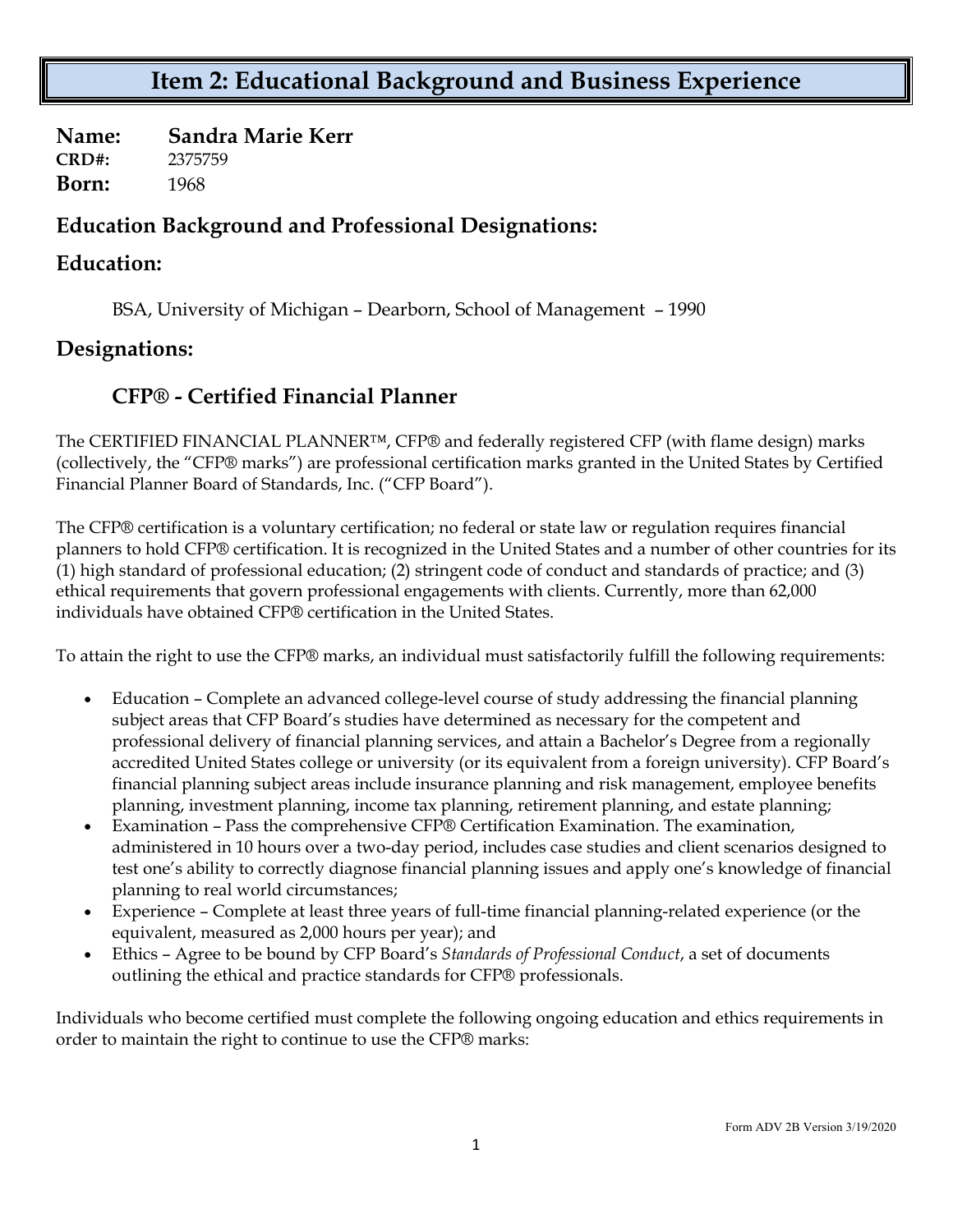# Item 2: Educational Background and Business Experience

**Name: Sandra Marie Kerr**
**CRD#:** 2375759
**Born:** 1968

## Education Background and Professional Designations:

## Education:

BSA, University of Michigan – Dearborn, School of Management – 1990

## Designations:

### CFP® - Certified Financial Planner

The CERTIFIED FINANCIAL PLANNER™, CFP® and federally registered CFP (with flame design) marks (collectively, the "CFP® marks") are professional certification marks granted in the United States by Certified Financial Planner Board of Standards, Inc. ("CFP Board").

The CFP® certification is a voluntary certification; no federal or state law or regulation requires financial planners to hold CFP® certification. It is recognized in the United States and a number of other countries for its (1) high standard of professional education; (2) stringent code of conduct and standards of practice; and (3) ethical requirements that govern professional engagements with clients. Currently, more than 62,000 individuals have obtained CFP® certification in the United States.

To attain the right to use the CFP® marks, an individual must satisfactorily fulfill the following requirements:

- Education – Complete an advanced college-level course of study addressing the financial planning subject areas that CFP Board's studies have determined as necessary for the competent and professional delivery of financial planning services, and attain a Bachelor's Degree from a regionally accredited United States college or university (or its equivalent from a foreign university). CFP Board's financial planning subject areas include insurance planning and risk management, employee benefits planning, investment planning, income tax planning, retirement planning, and estate planning;
- Examination – Pass the comprehensive CFP® Certification Examination. The examination, administered in 10 hours over a two-day period, includes case studies and client scenarios designed to test one's ability to correctly diagnose financial planning issues and apply one's knowledge of financial planning to real world circumstances;
- Experience – Complete at least three years of full-time financial planning-related experience (or the equivalent, measured as 2,000 hours per year); and
- Ethics – Agree to be bound by CFP Board's *Standards of Professional Conduct*, a set of documents outlining the ethical and practice standards for CFP® professionals.

Individuals who become certified must complete the following ongoing education and ethics requirements in order to maintain the right to continue to use the CFP® marks: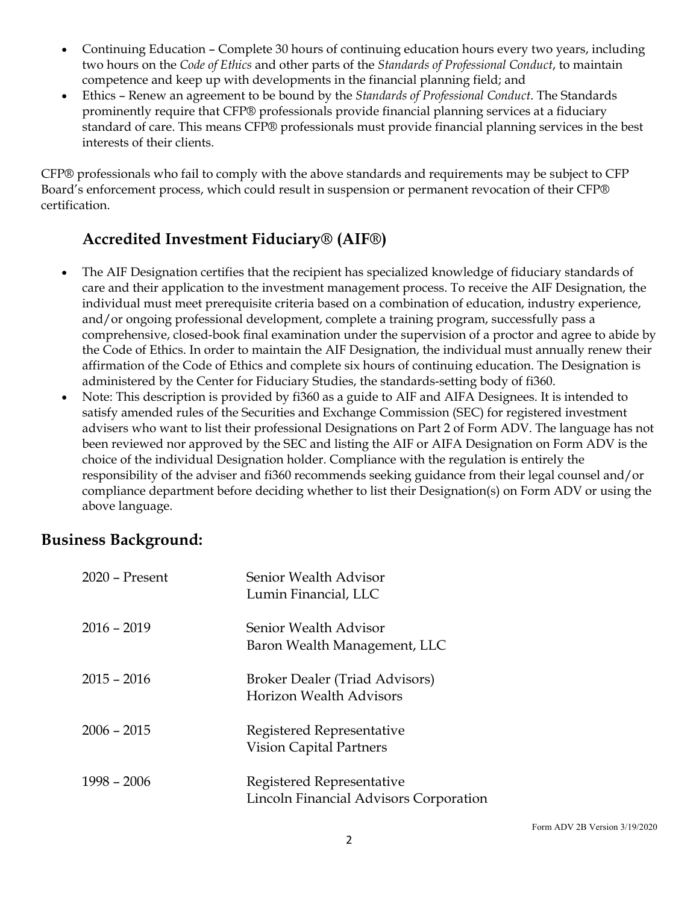- Continuing Education – Complete 30 hours of continuing education hours every two years, including two hours on the *Code of Ethics* and other parts of the *Standards of Professional Conduct*, to maintain competence and keep up with developments in the financial planning field; and
- Ethics – Renew an agreement to be bound by the *Standards of Professional Conduct*. The Standards prominently require that CFP® professionals provide financial planning services at a fiduciary standard of care. This means CFP® professionals must provide financial planning services in the best interests of their clients.

CFP® professionals who fail to comply with the above standards and requirements may be subject to CFP Board's enforcement process, which could result in suspension or permanent revocation of their CFP® certification.

### Accredited Investment Fiduciary® (AIF®)

- The AIF Designation certifies that the recipient has specialized knowledge of fiduciary standards of care and their application to the investment management process. To receive the AIF Designation, the individual must meet prerequisite criteria based on a combination of education, industry experience, and/or ongoing professional development, complete a training program, successfully pass a comprehensive, closed-book final examination under the supervision of a proctor and agree to abide by the Code of Ethics. In order to maintain the AIF Designation, the individual must annually renew their affirmation of the Code of Ethics and complete six hours of continuing education. The Designation is administered by the Center for Fiduciary Studies, the standards-setting body of fi360.
- Note: This description is provided by fi360 as a guide to AIF and AIFA Designees. It is intended to satisfy amended rules of the Securities and Exchange Commission (SEC) for registered investment advisers who want to list their professional Designations on Part 2 of Form ADV. The language has not been reviewed nor approved by the SEC and listing the AIF or AIFA Designation on Form ADV is the choice of the individual Designation holder. Compliance with the regulation is entirely the responsibility of the adviser and fi360 recommends seeking guidance from their legal counsel and/or compliance department before deciding whether to list their Designation(s) on Form ADV or using the above language.

## Business Background:

| | |
|---|---|
| 2020 – Present | Senior Wealth Advisor<br>Lumin Financial, LLC |
| 2016 – 2019 | Senior Wealth Advisor<br>Baron Wealth Management, LLC |
| 2015 – 2016 | Broker Dealer (Triad Advisors)<br>Horizon Wealth Advisors |
| 2006 – 2015 | Registered Representative<br>Vision Capital Partners |
| 1998 – 2006 | Registered Representative<br>Lincoln Financial Advisors Corporation |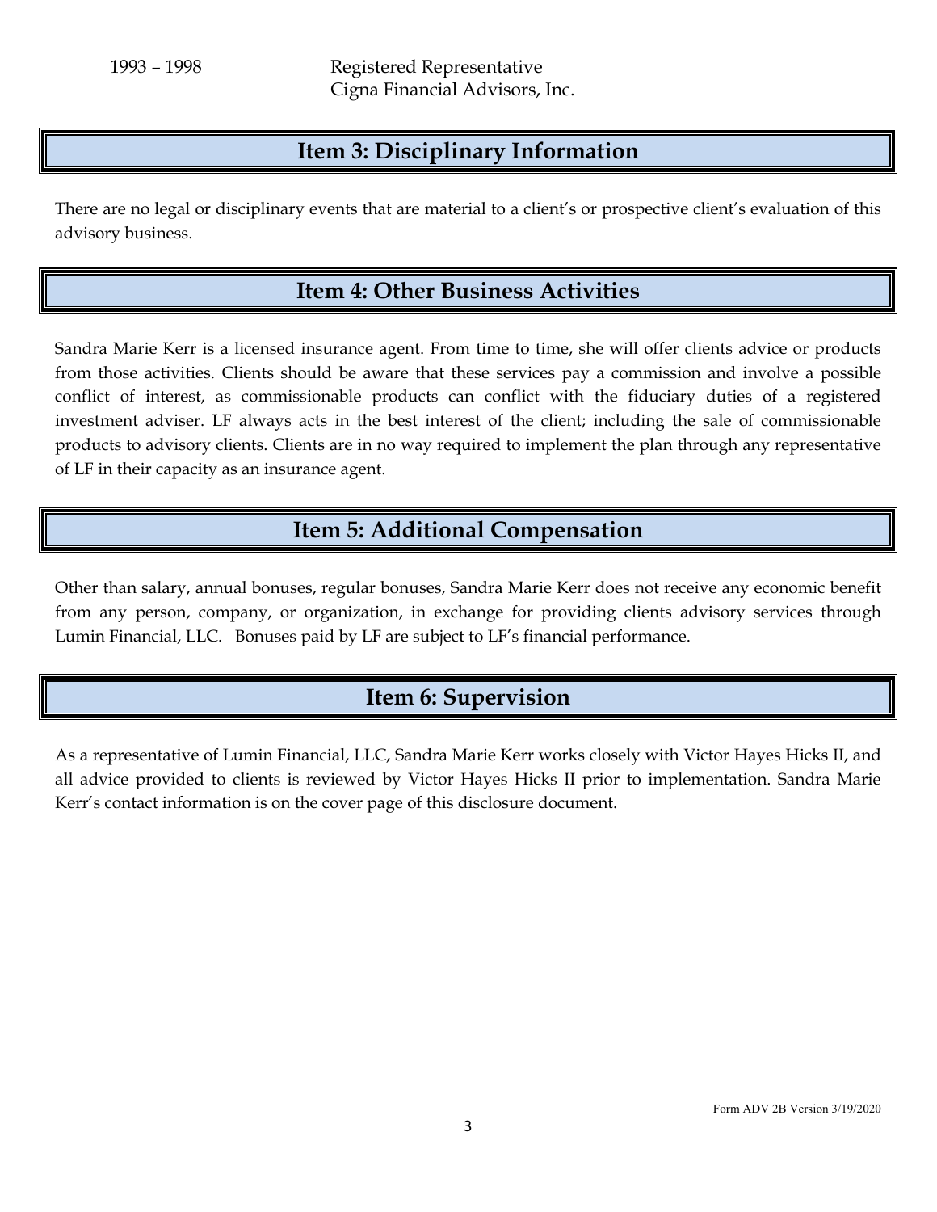1993 – 1998 Registered Representative
Cigna Financial Advisors, Inc.

## Item 3: Disciplinary Information

There are no legal or disciplinary events that are material to a client's or prospective client's evaluation of this advisory business.

## Item 4: Other Business Activities

Sandra Marie Kerr is a licensed insurance agent. From time to time, she will offer clients advice or products from those activities. Clients should be aware that these services pay a commission and involve a possible conflict of interest, as commissionable products can conflict with the fiduciary duties of a registered investment adviser. LF always acts in the best interest of the client; including the sale of commissionable products to advisory clients. Clients are in no way required to implement the plan through any representative of LF in their capacity as an insurance agent.

## Item 5: Additional Compensation

Other than salary, annual bonuses, regular bonuses, Sandra Marie Kerr does not receive any economic benefit from any person, company, or organization, in exchange for providing clients advisory services through Lumin Financial, LLC. Bonuses paid by LF are subject to LF's financial performance.

## Item 6: Supervision

As a representative of Lumin Financial, LLC, Sandra Marie Kerr works closely with Victor Hayes Hicks II, and all advice provided to clients is reviewed by Victor Hayes Hicks II prior to implementation. Sandra Marie Kerr's contact information is on the cover page of this disclosure document.